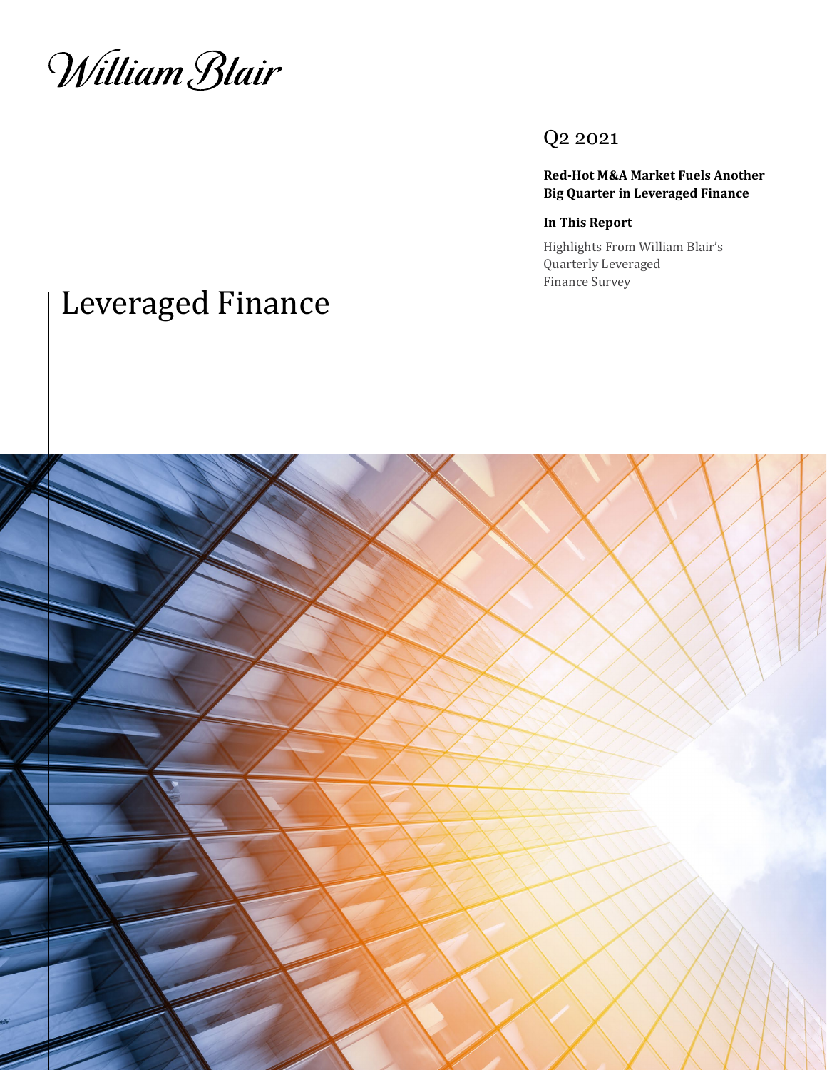William Blair

# Leveraged Finance

Q2 2021

**Red-Hot M&A Market Fuels Another Big Quarter in Leveraged Finance**

**In This Report**

Highlights From William Blair's Quarterly Leveraged Finance Survey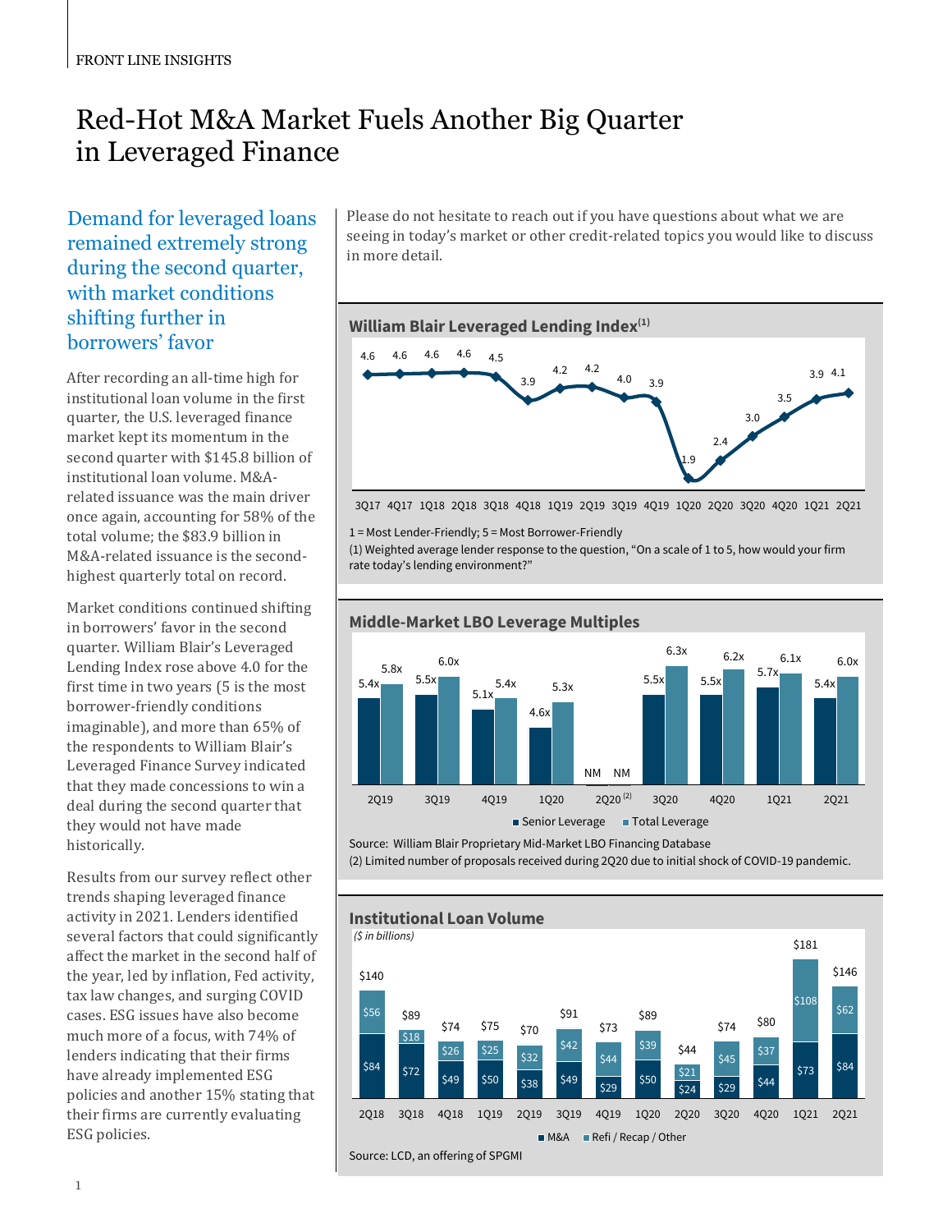FRONT LINE INSIGHTS

# Red-Hot M&A Market Fuels Another Big Quarter in Leveraged Finance

## Demand for leveraged loans remained extremely strong during the second quarter, with market conditions shifting further in borrowers' favor

After recording an all-time high for institutional loan volume in the first quarter, the U.S. leveraged finance market kept its momentum in the second quarter with $145.8 billion of institutional loan volume. M&A-related issuance was the main driver once again, accounting for 58% of the total volume; the $83.9 billion in M&A-related issuance is the second-highest quarterly total on record.

Market conditions continued shifting in borrowers' favor in the second quarter. William Blair's Leveraged Lending Index rose above 4.0 for the first time in two years (5 is the most borrower-friendly conditions imaginable), and more than 65% of the respondents to William Blair's Leveraged Finance Survey indicated that they made concessions to win a deal during the second quarter that they would not have made historically.

Results from our survey reflect other trends shaping leveraged finance activity in 2021. Lenders identified several factors that could significantly affect the market in the second half of the year, led by inflation, Fed activity, tax law changes, and surging COVID cases. ESG issues have also become much more of a focus, with 74% of lenders indicating that their firms have already implemented ESG policies and another 15% stating that their firms are currently evaluating ESG policies.

Please do not hesitate to reach out if you have questions about what we are seeing in today's market or other credit-related topics you would like to discuss in more detail.

### William Blair Leveraged Lending Index[1]

| 3Q17 | 4Q17 | 1Q18 | 2Q18 | 3Q18 | 4Q18 | 1Q19 | 2Q19 | 3Q19 | 4Q19 | 1Q20 | 2Q20 | 3Q20 | 4Q20 | 1Q21 | 2Q21 |
|---|---|---|---|---|---|---|---|---|---|---|---|---|---|---|---|
| 4.6 | 4.6 | 4.6 | 4.6 | 4.5 | 3.9 | 4.2 | 4.2 | 4.0 | 3.9 | 1.9 | 2.4 | 3.0 | 3.5 | 3.9 | 4.1 |

1 = Most Lender-Friendly; 5 = Most Borrower-Friendly

(1) Weighted average lender response to the question, "On a scale of 1 to 5, how would your firm rate today's lending environment?"

### Middle-Market LBO Leverage Multiples

| | 2Q19 | 3Q19 | 4Q19 | 1Q20 | 2Q20[2] | 3Q20 | 4Q20 | 1Q21 | 2Q21 |
|---|---|---|---|---|---|---|---|---|---|
| Senior Leverage | 5.4x | 5.5x | 5.1x | 4.6x | NM | 5.5x | 5.5x | 5.7x | 5.4x |
| Total Leverage | 5.8x | 6.0x | 5.4x | 5.3x | NM | 6.3x | 6.2x | 6.1x | 6.0x |

Source: William Blair Proprietary Mid-Market LBO Financing Database

(2) Limited number of proposals received during 2Q20 due to initial shock of COVID-19 pandemic.

### Institutional Loan Volume

*($ in billions)*

| | 2Q18 | 3Q18 | 4Q18 | 1Q19 | 2Q19 | 3Q19 | 4Q19 | 1Q20 | 2Q20 | 3Q20 | 4Q20 | 1Q21 | 2Q21 |
|---|---|---|---|---|---|---|---|---|---|---|---|---|---|
| M&A | $84 | $72 | $49 | $50 | $38 | $49 | $29 | $50 | $24 | $29 | $44 | $73 | $84 |
| Refi / Recap / Other | $56 | $18 | $26 | $25 | $32 | $42 | $44 | $39 | $21 | $45 | $37 | $108 | $62 |
| Total | $140 | $89 | $74 | $75 | $70 | $91 | $73 | $89 | $44 | $74 | $80 | $181 | $146 |

Source: LCD, an offering of SPGMI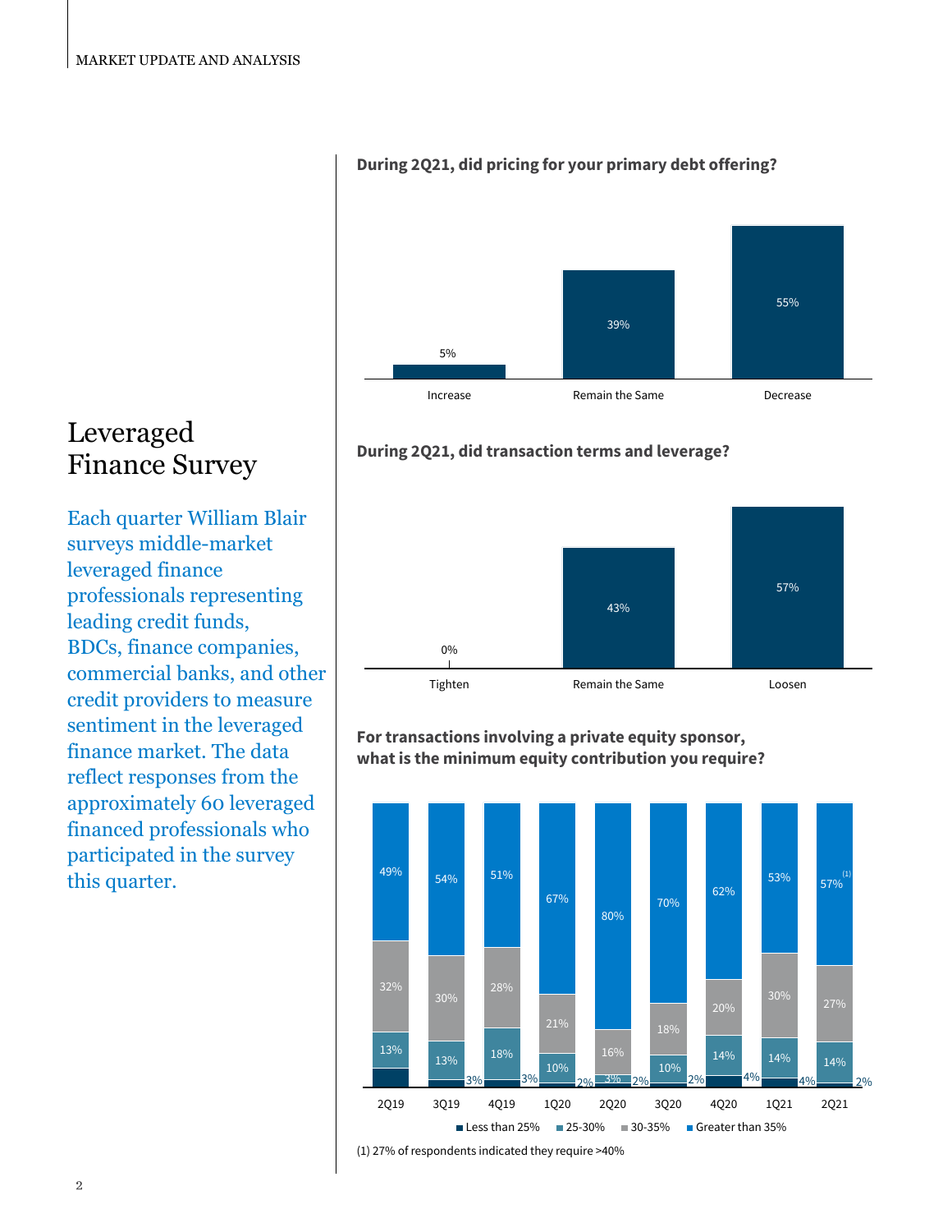## Leveraged Finance Survey

Each quarter William Blair surveys middle-market leveraged finance professionals representing leading credit funds, BDCs, finance companies, commercial banks, and other credit providers to measure sentiment in the leveraged finance market. The data reflect responses from the approximately 60 leveraged financed professionals who participated in the survey this quarter.

**During 2Q21, did pricing for your primary debt offering?**

| Increase | Remain the Same | Decrease |
|---|---|---|
| 5% | 39% | 55% |

**During 2Q21, did transaction terms and leverage?**

| Tighten | Remain the Same | Loosen |
|---|---|---|
| 0% | 43% | 57% |

**For transactions involving a private equity sponsor, what is the minimum equity contribution you require?**

| | 2Q19 | 3Q19 | 4Q19 | 1Q20 | 2Q20 | 3Q20 | 4Q20 | 1Q21 | 2Q21 |
|---|---|---|---|---|---|---|---|---|---|
| Less than 25% | | 3% | 3% | 2% | 2% | 2% | 4% | 4% | 2% |
| 25-30% | 13% | 13% | 18% | 10% | 3% | 10% | 14% | 14% | 14% |
| 30-35% | 32% | 30% | 28% | 21% | 16% | 18% | 20% | 30% | 27% |
| Greater than 35% | 49% | 54% | 51% | 67% | 80% | 70% | 62% | 53% | 57%[1] |

(1) 27% of respondents indicated they require >40%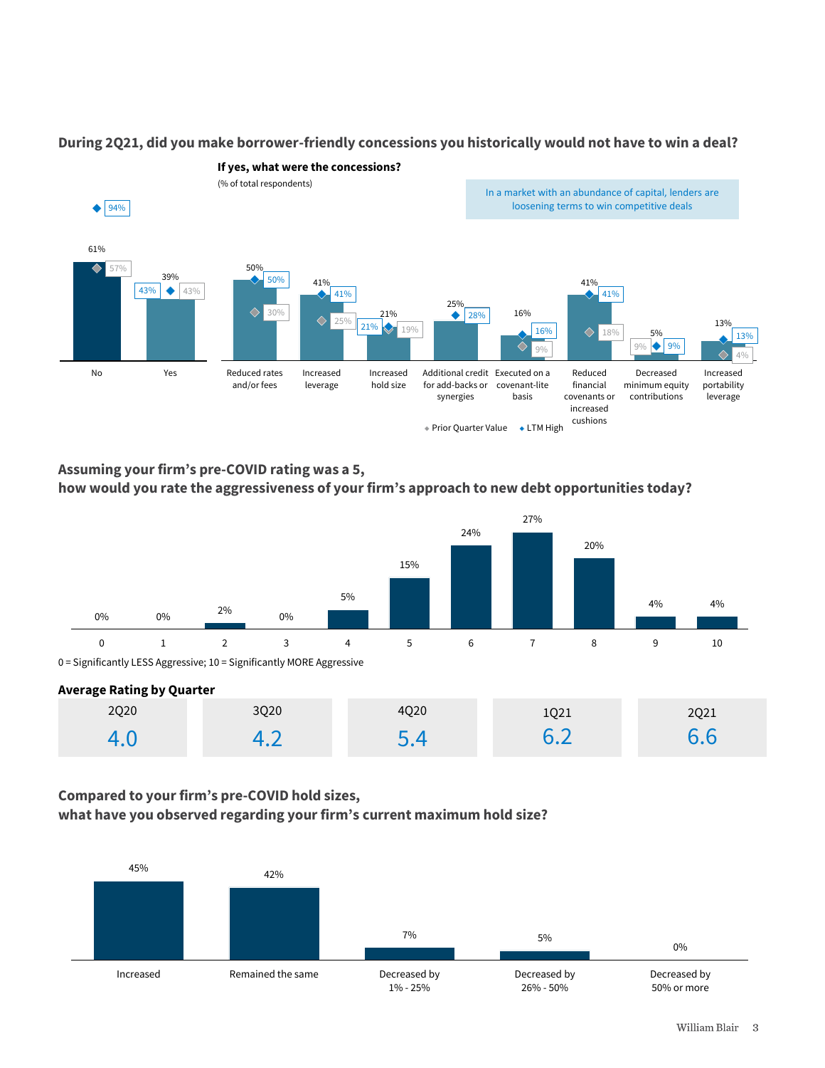## During 2Q21, did you make borrower-friendly concessions you historically would not have to win a deal?

**If yes, what were the concessions?**

(% of total respondents)

In a market with an abundance of capital, lenders are loosening terms to win competitive deals

| Response | Current | Prior Quarter Value | LTM High |
|---|---|---|---|
| No | 61% | 57% | 94% |
| Yes | 39% | 43% | 43% |

| Concession | Current | Prior Quarter Value | LTM High |
|---|---|---|---|
| Reduced rates and/or fees | 50% | 30% | 50% |
| Increased leverage | 41% | 25% | 41% |
| Increased hold size | 21% | 19% | 21% |
| Additional credit for add-backs or synergies | 25% | | 28% |
| Executed on a covenant-lite basis | 16% | 9% | 16% |
| Reduced financial covenants or increased cushions | 41% | 18% | 41% |
| Decreased minimum equity contributions | 5% | 9% | 9% |
| Increased portability leverage | 13% | 4% | 13% |

◆ Prior Quarter Value ◆ LTM High

## Assuming your firm's pre-COVID rating was a 5, how would you rate the aggressiveness of your firm's approach to new debt opportunities today?

| Rating | 0 | 1 | 2 | 3 | 4 | 5 | 6 | 7 | 8 | 9 | 10 |
|---|---|---|---|---|---|---|---|---|---|---|---|
| % | 0% | 0% | 2% | 0% | 5% | 15% | 24% | 27% | 20% | 4% | 4% |

0 = Significantly LESS Aggressive; 10 = Significantly MORE Aggressive

**Average Rating by Quarter**

| 2Q20 | 3Q20 | 4Q20 | 1Q21 | 2Q21 |
|---|---|---|---|---|
| 4.0 | 4.2 | 5.4 | 6.2 | 6.6 |

## Compared to your firm's pre-COVID hold sizes, what have you observed regarding your firm's current maximum hold size?

| Increased | Remained the same | Decreased by 1% - 25% | Decreased by 26% - 50% | Decreased by 50% or more |
|---|---|---|---|---|
| 45% | 42% | 7% | 5% | 0% |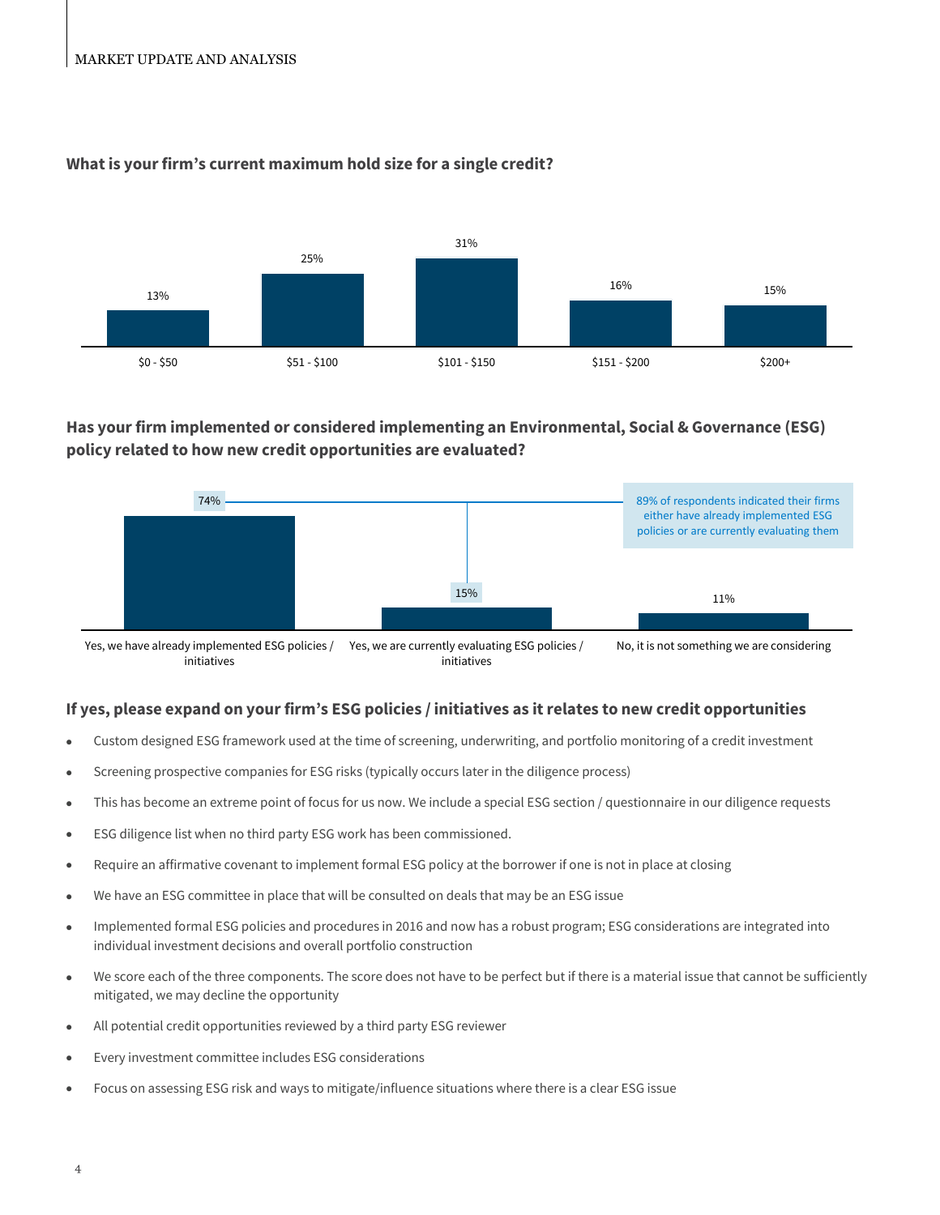### What is your firm's current maximum hold size for a single credit?

| $0 - $50 | $51 - $100 | $101 - $150 | $151 - $200 | $200+ |
|---|---|---|---|---|
| 13% | 25% | 31% | 16% | 15% |

### Has your firm implemented or considered implementing an Environmental, Social & Governance (ESG) policy related to how new credit opportunities are evaluated?

| Yes, we have already implemented ESG policies / initiatives | Yes, we are currently evaluating ESG policies / initiatives | No, it is not something we are considering |
|---|---|---|
| 74% | 15% | 11% |

89% of respondents indicated their firms either have already implemented ESG policies or are currently evaluating them

### If yes, please expand on your firm's ESG policies / initiatives as it relates to new credit opportunities

- Custom designed ESG framework used at the time of screening, underwriting, and portfolio monitoring of a credit investment
- Screening prospective companies for ESG risks (typically occurs later in the diligence process)
- This has become an extreme point of focus for us now. We include a special ESG section / questionnaire in our diligence requests
- ESG diligence list when no third party ESG work has been commissioned.
- Require an affirmative covenant to implement formal ESG policy at the borrower if one is not in place at closing
- We have an ESG committee in place that will be consulted on deals that may be an ESG issue
- Implemented formal ESG policies and procedures in 2016 and now has a robust program; ESG considerations are integrated into individual investment decisions and overall portfolio construction
- We score each of the three components. The score does not have to be perfect but if there is a material issue that cannot be sufficiently mitigated, we may decline the opportunity
- All potential credit opportunities reviewed by a third party ESG reviewer
- Every investment committee includes ESG considerations
- Focus on assessing ESG risk and ways to mitigate/influence situations where there is a clear ESG issue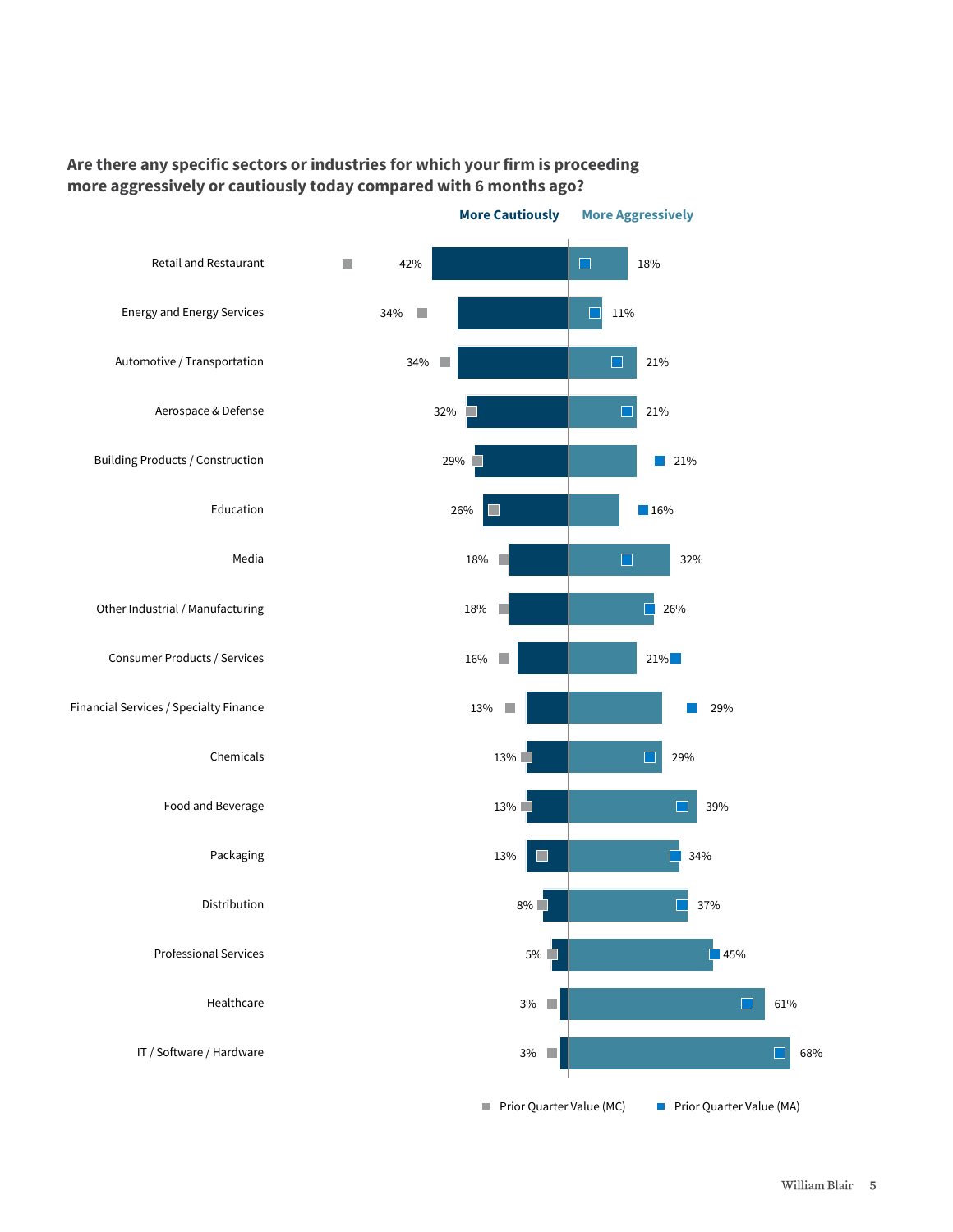**Are there any specific sectors or industries for which your firm is proceeding more aggressively or cautiously today compared with 6 months ago?**

| Sector | More Cautiously | More Aggressively |
|---|---|---|
| Retail and Restaurant | 42% | 18% |
| Energy and Energy Services | 34% | 11% |
| Automotive / Transportation | 34% | 21% |
| Aerospace & Defense | 32% | 21% |
| Building Products / Construction | 29% | 21% |
| Education | 26% | 16% |
| Media | 18% | 32% |
| Other Industrial / Manufacturing | 18% | 26% |
| Consumer Products / Services | 16% | 21% |
| Financial Services / Specialty Finance | 13% | 29% |
| Chemicals | 13% | 29% |
| Food and Beverage | 13% | 39% |
| Packaging | 13% | 34% |
| Distribution | 8% | 37% |
| Professional Services | 5% | 45% |
| Healthcare | 3% | 61% |
| IT / Software / Hardware | 3% | 68% |

Prior Quarter Value (MC) Prior Quarter Value (MA)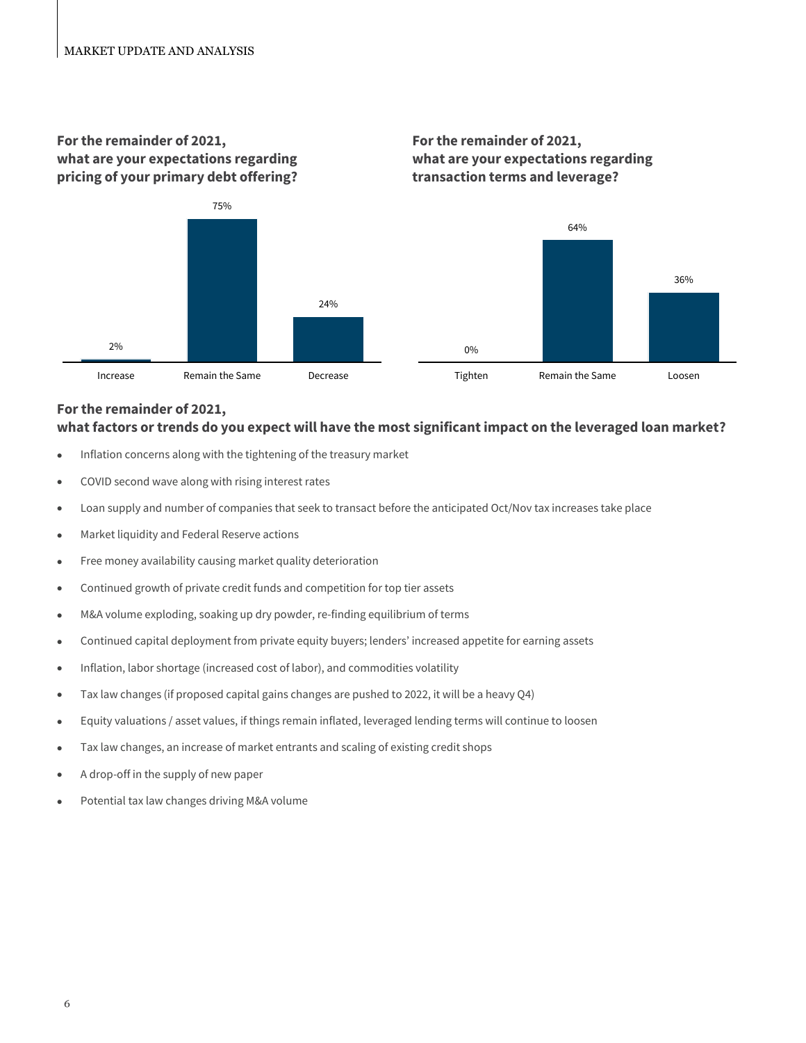### For the remainder of 2021, what are your expectations regarding pricing of your primary debt offering?

| Increase | Remain the Same | Decrease |
| --- | --- | --- |
| 2% | 75% | 24% |

### For the remainder of 2021, what are your expectations regarding transaction terms and leverage?

| Tighten | Remain the Same | Loosen |
| --- | --- | --- |
| 0% | 64% | 36% |

### For the remainder of 2021, what factors or trends do you expect will have the most significant impact on the leveraged loan market?

- Inflation concerns along with the tightening of the treasury market
- COVID second wave along with rising interest rates
- Loan supply and number of companies that seek to transact before the anticipated Oct/Nov tax increases take place
- Market liquidity and Federal Reserve actions
- Free money availability causing market quality deterioration
- Continued growth of private credit funds and competition for top tier assets
- M&A volume exploding, soaking up dry powder, re-finding equilibrium of terms
- Continued capital deployment from private equity buyers; lenders' increased appetite for earning assets
- Inflation, labor shortage (increased cost of labor), and commodities volatility
- Tax law changes (if proposed capital gains changes are pushed to 2022, it will be a heavy Q4)
- Equity valuations / asset values, if things remain inflated, leveraged lending terms will continue to loosen
- Tax law changes, an increase of market entrants and scaling of existing credit shops
- A drop-off in the supply of new paper
- Potential tax law changes driving M&A volume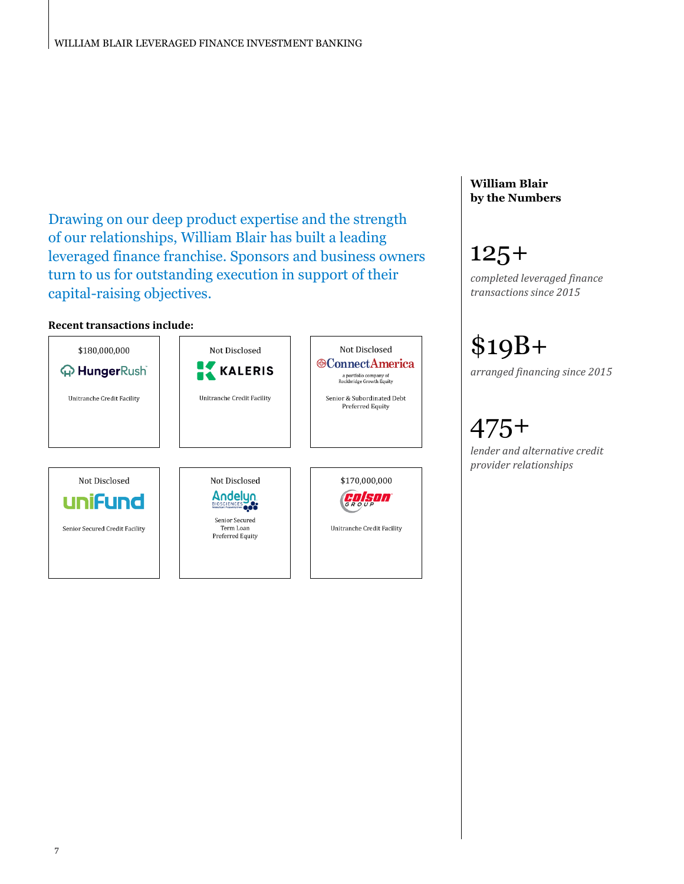Drawing on our deep product expertise and the strength of our relationships, William Blair has built a leading leveraged finance franchise. Sponsors and business owners turn to us for outstanding execution in support of their capital-raising objectives.

**Recent transactions include:**

| | | |
|---|---|---|
| $180,000,000<br>HungerRush<br>Unitranche Credit Facility | Not Disclosed<br>KALERIS<br>Unitranche Credit Facility | Not Disclosed<br>ConnectAmerica<br>a portfolio company of Rockbridge Growth Equity<br>Senior & Subordinated Debt<br>Preferred Equity |
| Not Disclosed<br>uniFund<br>Senior Secured Credit Facility | Not Disclosed<br>Andelyn Biosciences<br>Senior Secured<br>Term Loan<br>Preferred Equity | $170,000,000<br>Colson Group<br>Unitranche Credit Facility |

**William Blair by the Numbers**

125+

*completed leveraged finance transactions since 2015*

$19B+

*arranged financing since 2015*

475+

*lender and alternative credit provider relationships*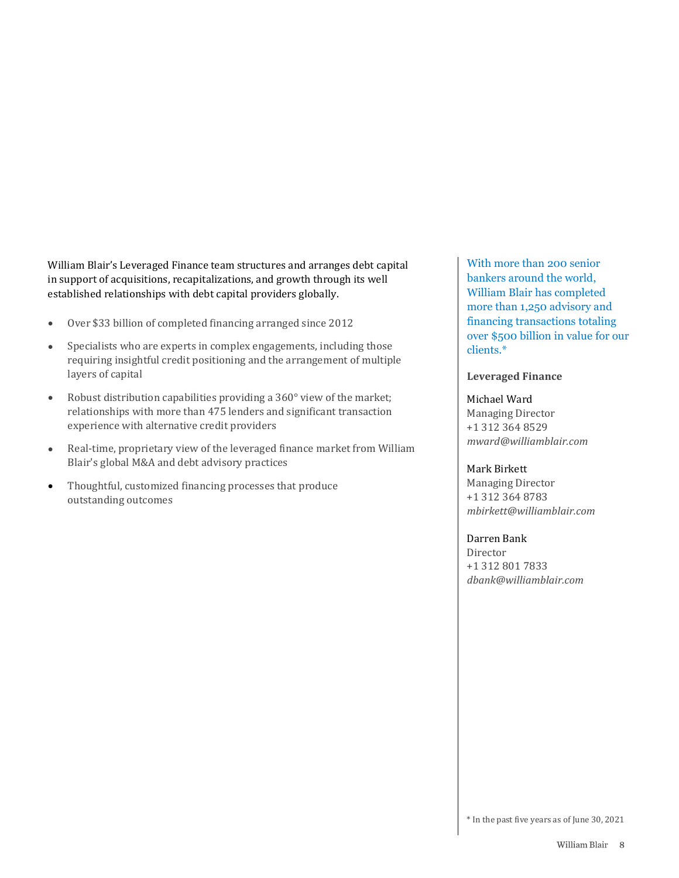William Blair's Leveraged Finance team structures and arranges debt capital in support of acquisitions, recapitalizations, and growth through its well established relationships with debt capital providers globally.

- Over $33 billion of completed financing arranged since 2012
- Specialists who are experts in complex engagements, including those requiring insightful credit positioning and the arrangement of multiple layers of capital
- Robust distribution capabilities providing a 360° view of the market; relationships with more than 475 lenders and significant transaction experience with alternative credit providers
- Real-time, proprietary view of the leveraged finance market from William Blair's global M&A and debt advisory practices
- Thoughtful, customized financing processes that produce outstanding outcomes

With more than 200 senior bankers around the world, William Blair has completed more than 1,250 advisory and financing transactions totaling over $500 billion in value for our clients.*

**Leveraged Finance**

Michael Ward
Managing Director
+1 312 364 8529
*mward@williamblair.com*

Mark Birkett
Managing Director
+1 312 364 8783
*mbirkett@williamblair.com*

Darren Bank
Director
+1 312 801 7833
*dbank@williamblair.com*

* In the past five years as of June 30, 2021